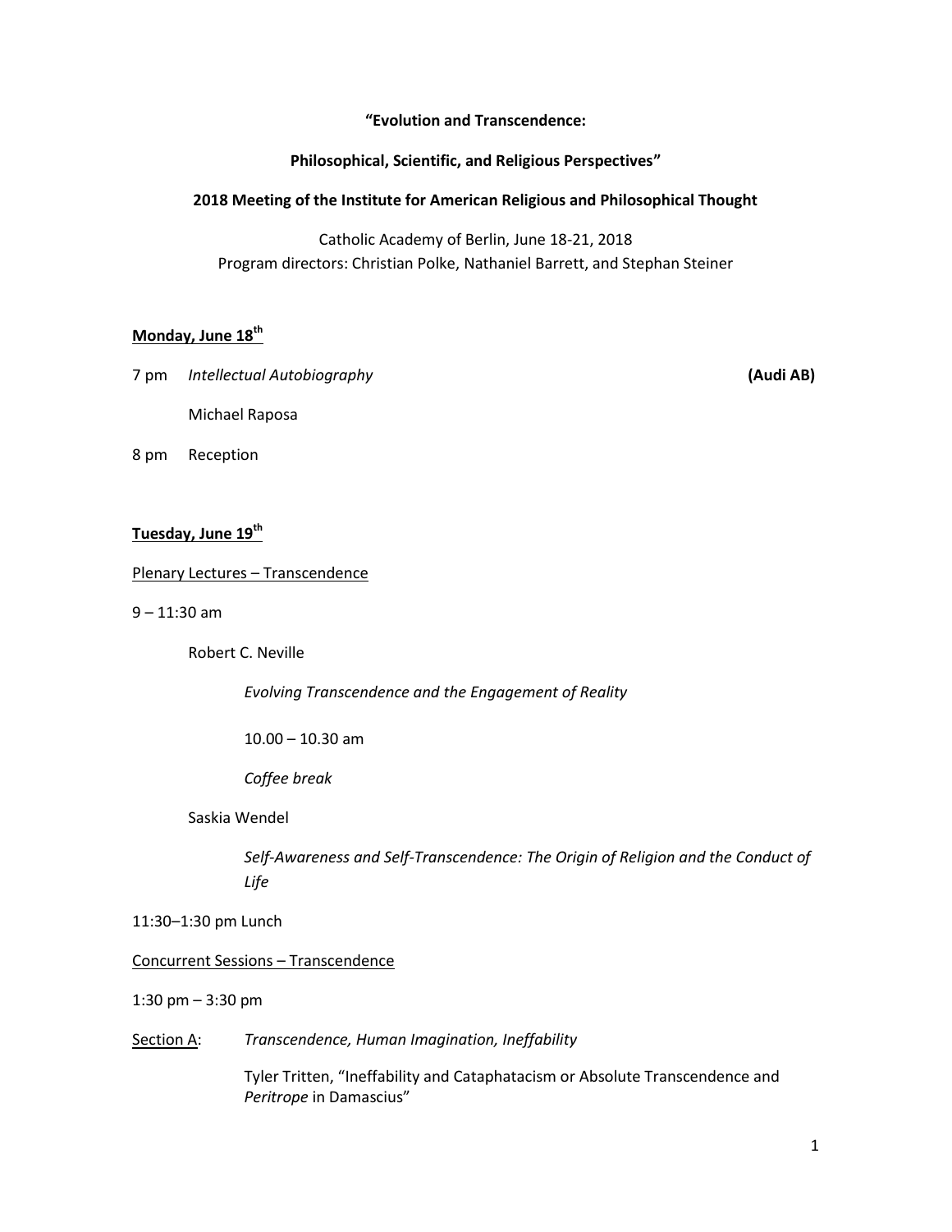**"Evolution and Transcendence:**

**Philosophical, Scientific, and Religious Perspectives"**

**2018 Meeting of the Institute for American Religious and Philosophical Thought**

Catholic Academy of Berlin, June 18-21, 2018
Program directors: Christian Polke, Nathaniel Barrett, and Stephan Steiner

**Monday, June 18th**

7 pm *Intellectual Autobiography* **(Audi AB)**

Michael Raposa

8 pm Reception

**Tuesday, June 19th**

Plenary Lectures – Transcendence

9 – 11:30 am

Robert C. Neville

*Evolving Transcendence and the Engagement of Reality*

10.00 – 10.30 am

*Coffee break*

Saskia Wendel

*Self-Awareness and Self-Transcendence: The Origin of Religion and the Conduct of Life*

11:30–1:30 pm Lunch

Concurrent Sessions – Transcendence

1:30 pm – 3:30 pm

Section A: *Transcendence, Human Imagination, Ineffability*

Tyler Tritten, "Ineffability and Cataphatacism or Absolute Transcendence and *Peritrope* in Damascius"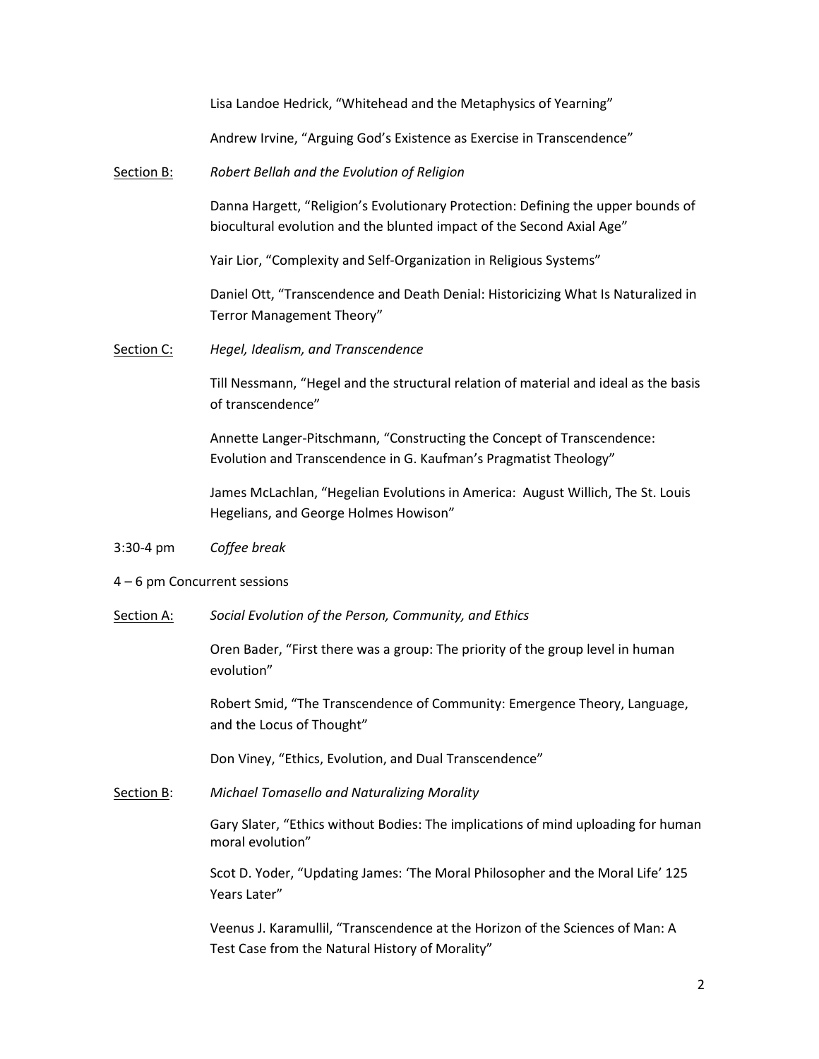Lisa Landoe Hedrick, "Whitehead and the Metaphysics of Yearning"

Andrew Irvine, "Arguing God's Existence as Exercise in Transcendence"

Section B: *Robert Bellah and the Evolution of Religion*

Danna Hargett, "Religion's Evolutionary Protection: Defining the upper bounds of biocultural evolution and the blunted impact of the Second Axial Age"

Yair Lior, "Complexity and Self-Organization in Religious Systems"

Daniel Ott, "Transcendence and Death Denial: Historicizing What Is Naturalized in Terror Management Theory"

Section C: *Hegel, Idealism, and Transcendence*

Till Nessmann, "Hegel and the structural relation of material and ideal as the basis of transcendence"

Annette Langer-Pitschmann, "Constructing the Concept of Transcendence: Evolution and Transcendence in G. Kaufman's Pragmatist Theology"

James McLachlan, "Hegelian Evolutions in America: August Willich, The St. Louis Hegelians, and George Holmes Howison"

3:30-4 pm *Coffee break*

4 – 6 pm Concurrent sessions

Section A: *Social Evolution of the Person, Community, and Ethics*

Oren Bader, "First there was a group: The priority of the group level in human evolution"

Robert Smid, "The Transcendence of Community: Emergence Theory, Language, and the Locus of Thought"

Don Viney, "Ethics, Evolution, and Dual Transcendence"

Section B: *Michael Tomasello and Naturalizing Morality*

Gary Slater, "Ethics without Bodies: The implications of mind uploading for human moral evolution"

Scot D. Yoder, "Updating James: 'The Moral Philosopher and the Moral Life' 125 Years Later"

Veenus J. Karamullil, "Transcendence at the Horizon of the Sciences of Man: A Test Case from the Natural History of Morality"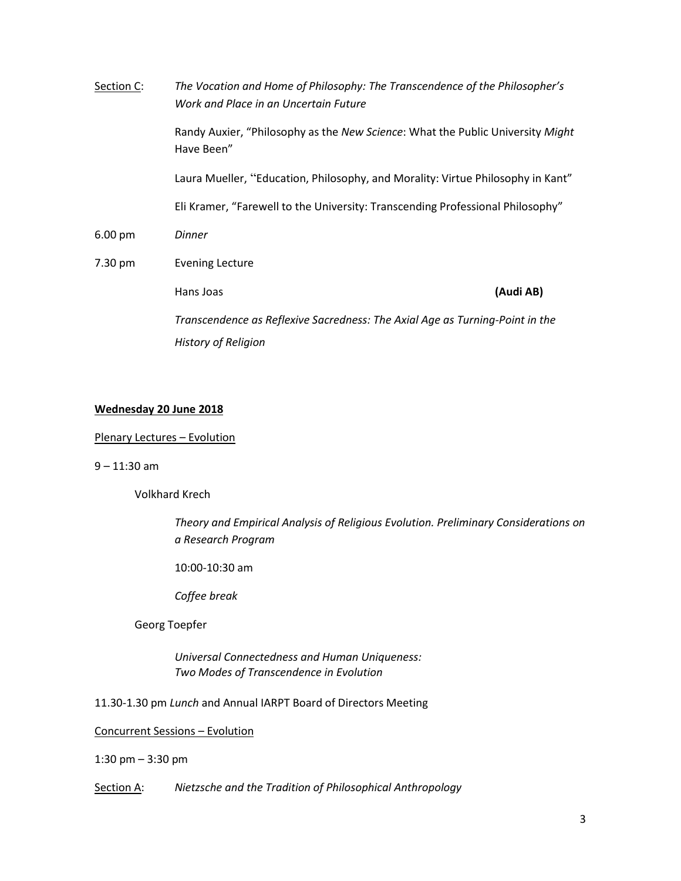Section C: *The Vocation and Home of Philosophy: The Transcendence of the Philosopher's Work and Place in an Uncertain Future*

Randy Auxier, "Philosophy as the *New Science*: What the Public University *Might* Have Been"

Laura Mueller, "Education, Philosophy, and Morality: Virtue Philosophy in Kant"

Eli Kramer, "Farewell to the University: Transcending Professional Philosophy"

6.00 pm *Dinner*

7.30 pm Evening Lecture

Hans Joas **(Audi AB)**

*Transcendence as Reflexive Sacredness: The Axial Age as Turning-Point in the History of Religion*

**Wednesday 20 June 2018**

Plenary Lectures – Evolution

9 – 11:30 am

Volkhard Krech

*Theory and Empirical Analysis of Religious Evolution. Preliminary Considerations on a Research Program*

10:00-10:30 am

*Coffee break*

Georg Toepfer

*Universal Connectedness and Human Uniqueness: Two Modes of Transcendence in Evolution*

11.30-1.30 pm *Lunch* and Annual IARPT Board of Directors Meeting

Concurrent Sessions – Evolution

1:30 pm – 3:30 pm

Section A: *Nietzsche and the Tradition of Philosophical Anthropology*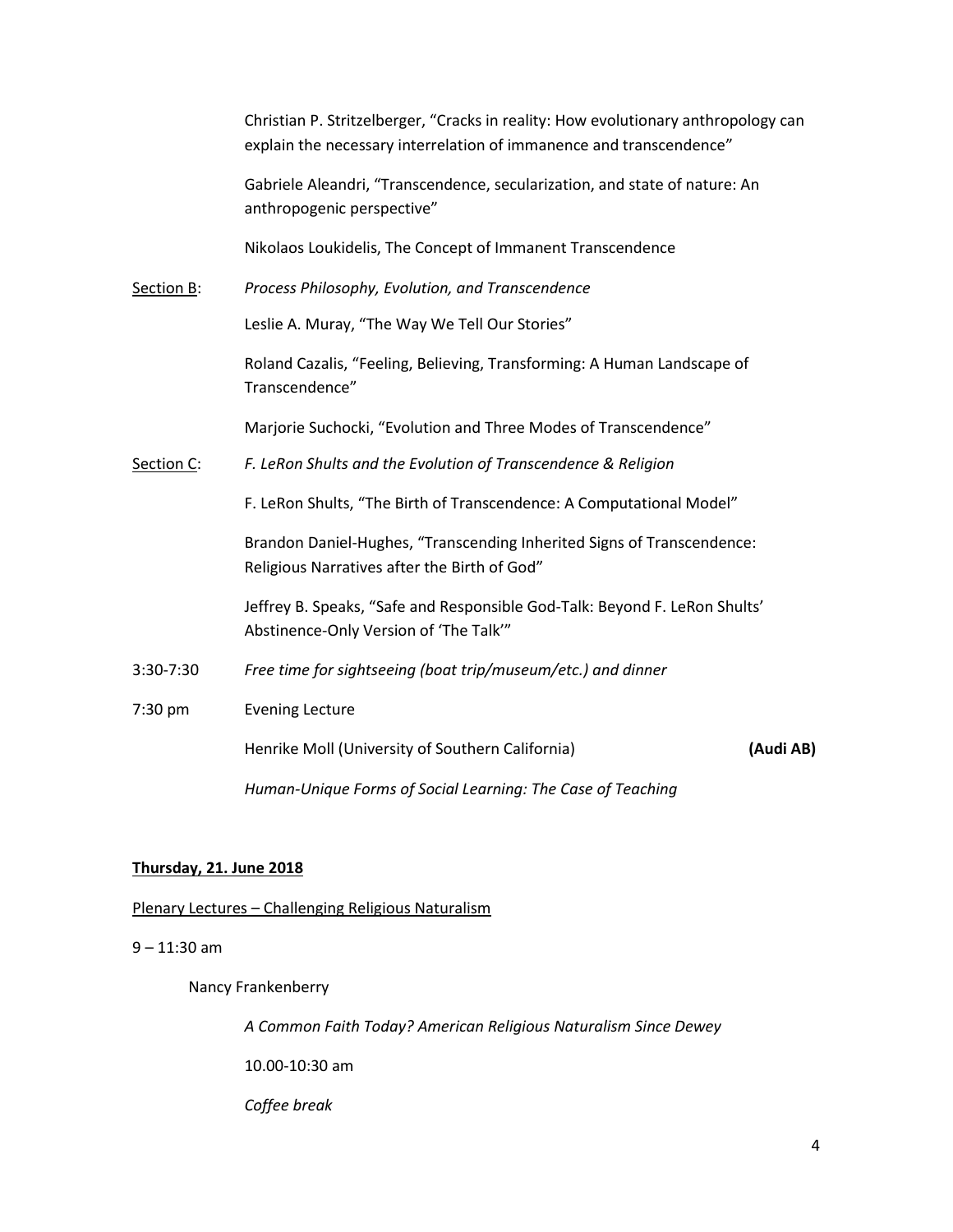Christian P. Stritzelberger, "Cracks in reality: How evolutionary anthropology can explain the necessary interrelation of immanence and transcendence"

Gabriele Aleandri, "Transcendence, secularization, and state of nature: An anthropogenic perspective"

Nikolaos Loukidelis, The Concept of Immanent Transcendence

<u>Section B</u>: *Process Philosophy, Evolution, and Transcendence*

Leslie A. Muray, "The Way We Tell Our Stories"

Roland Cazalis, "Feeling, Believing, Transforming: A Human Landscape of Transcendence"

Marjorie Suchocki, "Evolution and Three Modes of Transcendence"

<u>Section C</u>: *F. LeRon Shults and the Evolution of Transcendence & Religion*

F. LeRon Shults, "The Birth of Transcendence: A Computational Model"

Brandon Daniel-Hughes, "Transcending Inherited Signs of Transcendence: Religious Narratives after the Birth of God"

Jeffrey B. Speaks, "Safe and Responsible God-Talk: Beyond F. LeRon Shults' Abstinence-Only Version of 'The Talk'"

3:30-7:30 *Free time for sightseeing (boat trip/museum/etc.) and dinner*

7:30 pm Evening Lecture

Henrike Moll (University of Southern California) **(Audi AB)**

*Human-Unique Forms of Social Learning: The Case of Teaching*

## <u>Thursday, 21. June 2018</u>

<u>Plenary Lectures – Challenging Religious Naturalism</u>

9 – 11:30 am

Nancy Frankenberry

*A Common Faith Today? American Religious Naturalism Since Dewey*

10.00-10:30 am

*Coffee break*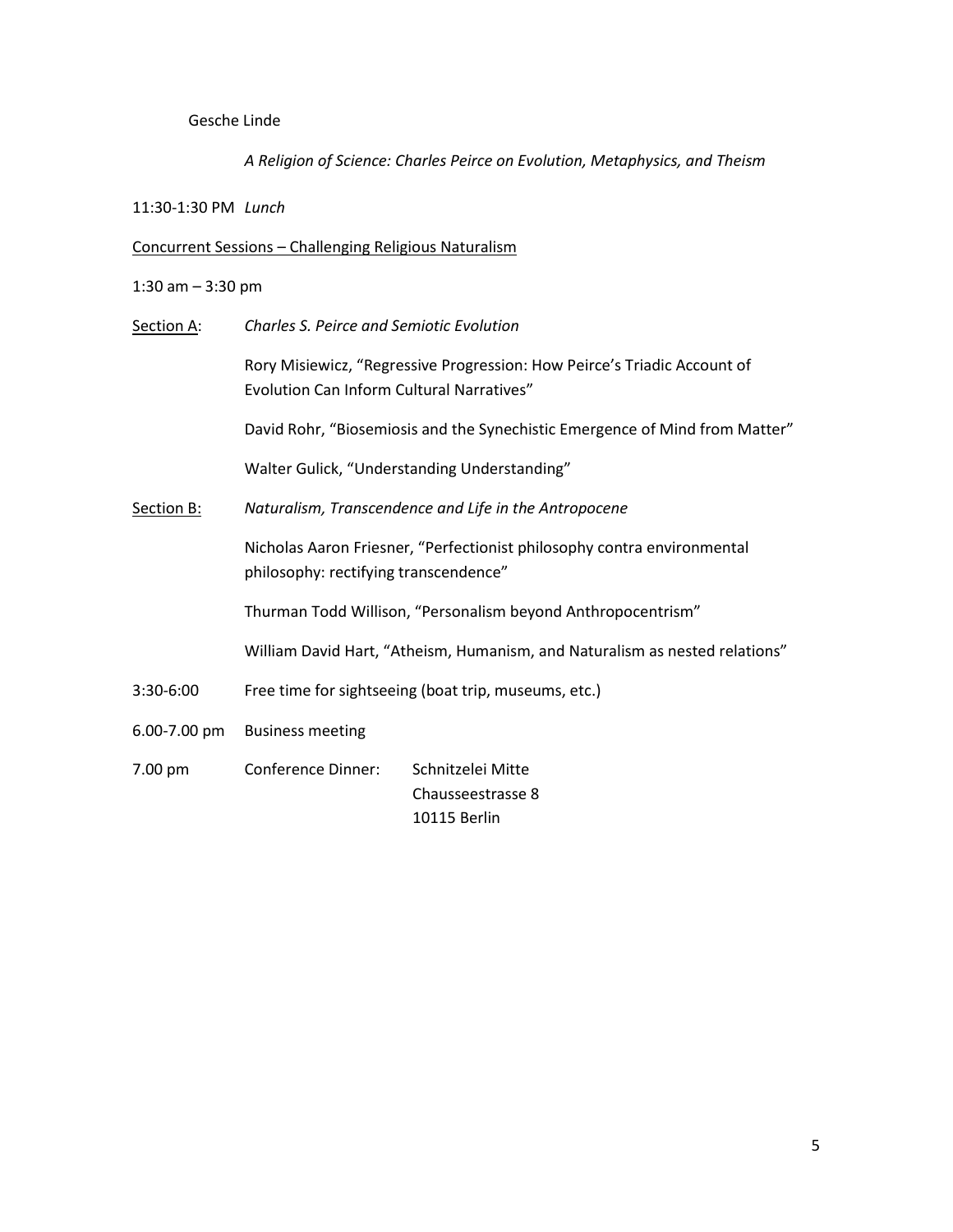Gesche Linde

*A Religion of Science: Charles Peirce on Evolution, Metaphysics, and Theism*

11:30-1:30 PM *Lunch*

Concurrent Sessions – Challenging Religious Naturalism

1:30 am – 3:30 pm

Section A: *Charles S. Peirce and Semiotic Evolution*

Rory Misiewicz, "Regressive Progression: How Peirce's Triadic Account of Evolution Can Inform Cultural Narratives"

David Rohr, "Biosemiosis and the Synechistic Emergence of Mind from Matter"

Walter Gulick, "Understanding Understanding"

Section B: *Naturalism, Transcendence and Life in the Antropocene*

Nicholas Aaron Friesner, "Perfectionist philosophy contra environmental philosophy: rectifying transcendence"

Thurman Todd Willison, "Personalism beyond Anthropocentrism"

William David Hart, "Atheism, Humanism, and Naturalism as nested relations"

3:30-6:00 Free time for sightseeing (boat trip, museums, etc.)

6.00-7.00 pm Business meeting

7.00 pm Conference Dinner: Schnitzelei Mitte
Chausseestrasse 8
10115 Berlin